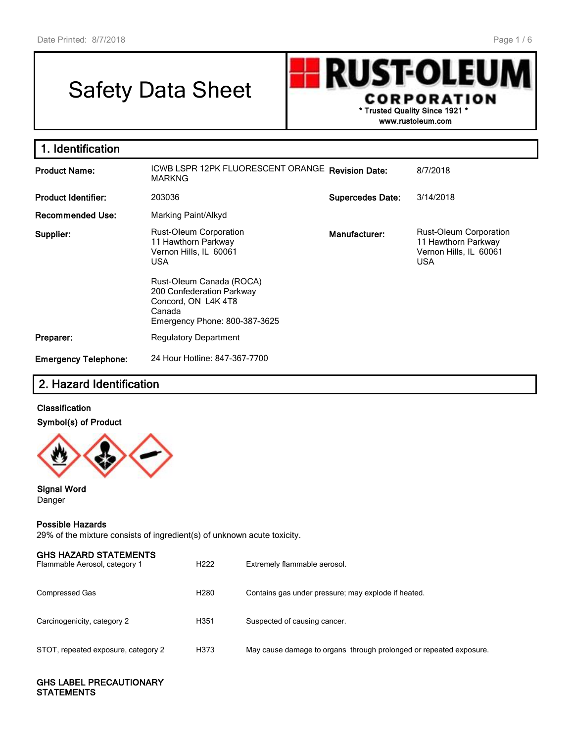# Safety Data Sheet

**RUST-OLEUM CORPORATION**
\* Trusted Quality Since 1921 \*
www.rustoleum.com

## 1. Identification

| | | | |
|---|---|---|---|
| **Product Name:** | ICWB LSPR 12PK FLUORESCENT ORANGE MARKNG | **Revision Date:** | 8/7/2018 |
| **Product Identifier:** | 203036 | **Supercedes Date:** | 3/14/2018 |
| **Recommended Use:** | Marking Paint/Alkyd | | |
| **Supplier:** | Rust-Oleum Corporation<br>11 Hawthorn Parkway<br>Vernon Hills, IL 60061<br>USA<br><br>Rust-Oleum Canada (ROCA)<br>200 Confederation Parkway<br>Concord, ON L4K 4T8<br>Canada<br>Emergency Phone: 800-387-3625 | **Manufacturer:** | Rust-Oleum Corporation<br>11 Hawthorn Parkway<br>Vernon Hills, IL 60061<br>USA |
| **Preparer:** | Regulatory Department | | |
| **Emergency Telephone:** | 24 Hour Hotline: 847-367-7700 | | |

## 2. Hazard Identification

**Classification**

**Symbol(s) of Product**

**Signal Word**
Danger

**Possible Hazards**
29% of the mixture consists of ingredient(s) of unknown acute toxicity.

**GHS HAZARD STATEMENTS**

| | | |
|---|---|---|
| Flammable Aerosol, category 1 | H222 | Extremely flammable aerosol. |
| Compressed Gas | H280 | Contains gas under pressure; may explode if heated. |
| Carcinogenicity, category 2 | H351 | Suspected of causing cancer. |
| STOT, repeated exposure, category 2 | H373 | May cause damage to organs through prolonged or repeated exposure. |

**GHS LABEL PRECAUTIONARY STATEMENTS**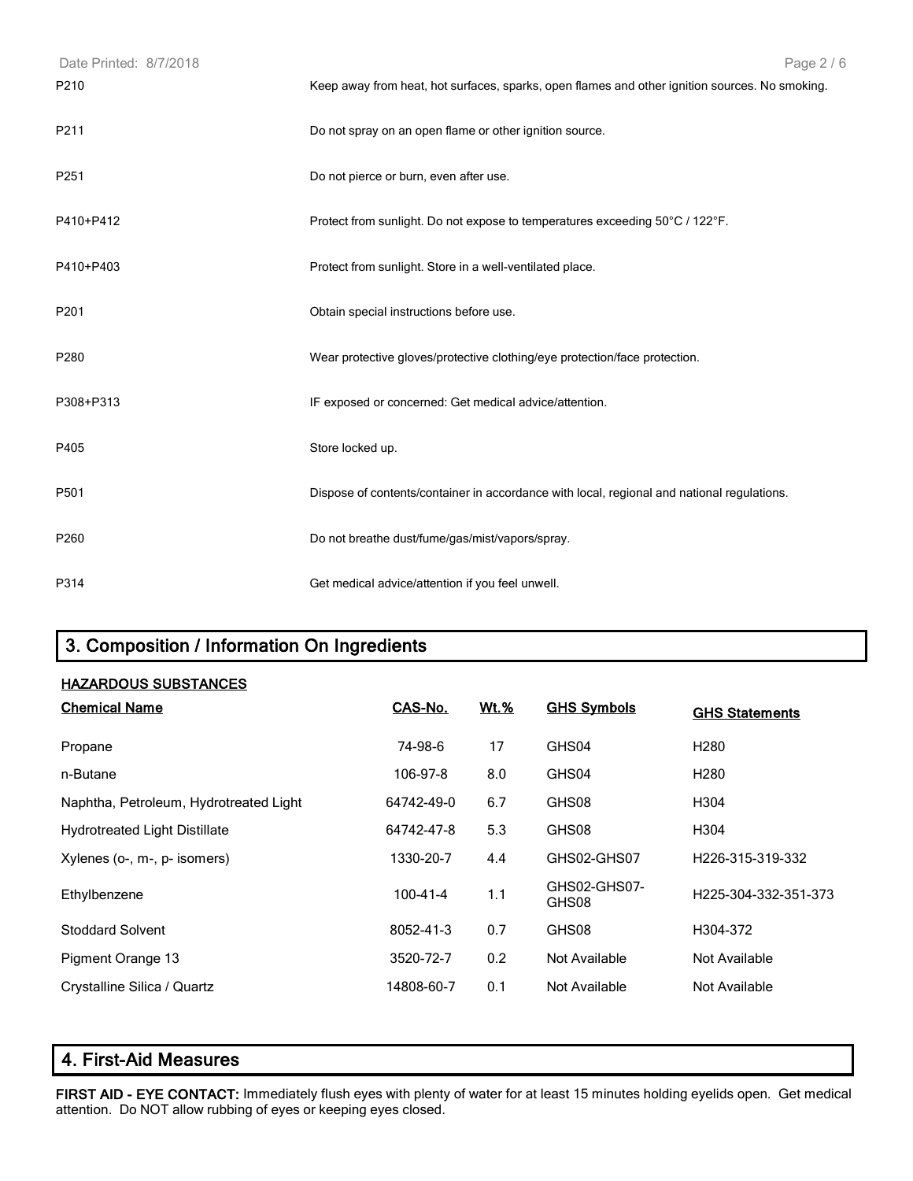| | |
|---|---|
| P210 | Keep away from heat, hot surfaces, sparks, open flames and other ignition sources. No smoking. |
| P211 | Do not spray on an open flame or other ignition source. |
| P251 | Do not pierce or burn, even after use. |
| P410+P412 | Protect from sunlight. Do not expose to temperatures exceeding 50°C / 122°F. |
| P410+P403 | Protect from sunlight. Store in a well-ventilated place. |
| P201 | Obtain special instructions before use. |
| P280 | Wear protective gloves/protective clothing/eye protection/face protection. |
| P308+P313 | IF exposed or concerned: Get medical advice/attention. |
| P405 | Store locked up. |
| P501 | Dispose of contents/container in accordance with local, regional and national regulations. |
| P260 | Do not breathe dust/fume/gas/mist/vapors/spray. |
| P314 | Get medical advice/attention if you feel unwell. |

## 3. Composition / Information On Ingredients

**HAZARDOUS SUBSTANCES**

| Chemical Name | CAS-No. | Wt.% | GHS Symbols | GHS Statements |
|---|---|---|---|---|
| Propane | 74-98-6 | 17 | GHS04 | H280 |
| n-Butane | 106-97-8 | 8.0 | GHS04 | H280 |
| Naphtha, Petroleum, Hydrotreated Light | 64742-49-0 | 6.7 | GHS08 | H304 |
| Hydrotreated Light Distillate | 64742-47-8 | 5.3 | GHS08 | H304 |
| Xylenes (o-, m-, p- isomers) | 1330-20-7 | 4.4 | GHS02-GHS07 | H226-315-319-332 |
| Ethylbenzene | 100-41-4 | 1.1 | GHS02-GHS07-GHS08 | H225-304-332-351-373 |
| Stoddard Solvent | 8052-41-3 | 0.7 | GHS08 | H304-372 |
| Pigment Orange 13 | 3520-72-7 | 0.2 | Not Available | Not Available |
| Crystalline Silica / Quartz | 14808-60-7 | 0.1 | Not Available | Not Available |

## 4. First-Aid Measures

**FIRST AID - EYE CONTACT:** Immediately flush eyes with plenty of water for at least 15 minutes holding eyelids open. Get medical attention. Do NOT allow rubbing of eyes or keeping eyes closed.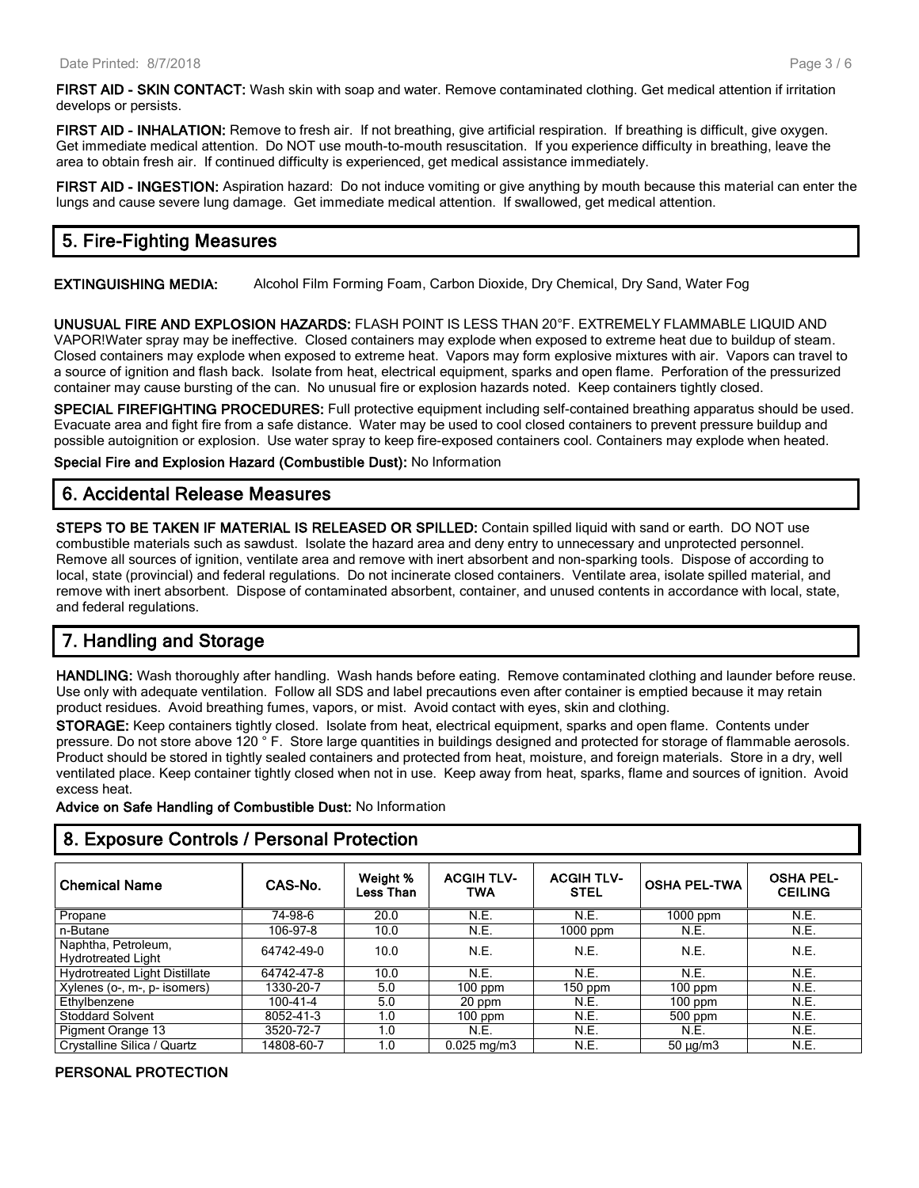**FIRST AID - SKIN CONTACT:** Wash skin with soap and water. Remove contaminated clothing. Get medical attention if irritation develops or persists.

**FIRST AID - INHALATION:** Remove to fresh air. If not breathing, give artificial respiration. If breathing is difficult, give oxygen. Get immediate medical attention. Do NOT use mouth-to-mouth resuscitation. If you experience difficulty in breathing, leave the area to obtain fresh air. If continued difficulty is experienced, get medical assistance immediately.

**FIRST AID - INGESTION:** Aspiration hazard: Do not induce vomiting or give anything by mouth because this material can enter the lungs and cause severe lung damage. Get immediate medical attention. If swallowed, get medical attention.

## 5. Fire-Fighting Measures

**EXTINGUISHING MEDIA:** Alcohol Film Forming Foam, Carbon Dioxide, Dry Chemical, Dry Sand, Water Fog

**UNUSUAL FIRE AND EXPLOSION HAZARDS:** FLASH POINT IS LESS THAN 20°F. EXTREMELY FLAMMABLE LIQUID AND VAPOR!Water spray may be ineffective. Closed containers may explode when exposed to extreme heat due to buildup of steam. Closed containers may explode when exposed to extreme heat. Vapors may form explosive mixtures with air. Vapors can travel to a source of ignition and flash back. Isolate from heat, electrical equipment, sparks and open flame. Perforation of the pressurized container may cause bursting of the can. No unusual fire or explosion hazards noted. Keep containers tightly closed.

**SPECIAL FIREFIGHTING PROCEDURES:** Full protective equipment including self-contained breathing apparatus should be used. Evacuate area and fight fire from a safe distance. Water may be used to cool closed containers to prevent pressure buildup and possible autoignition or explosion. Use water spray to keep fire-exposed containers cool. Containers may explode when heated.

**Special Fire and Explosion Hazard (Combustible Dust):** No Information

## 6. Accidental Release Measures

**STEPS TO BE TAKEN IF MATERIAL IS RELEASED OR SPILLED:** Contain spilled liquid with sand or earth. DO NOT use combustible materials such as sawdust. Isolate the hazard area and deny entry to unnecessary and unprotected personnel. Remove all sources of ignition, ventilate area and remove with inert absorbent and non-sparking tools. Dispose of according to local, state (provincial) and federal regulations. Do not incinerate closed containers. Ventilate area, isolate spilled material, and remove with inert absorbent. Dispose of contaminated absorbent, container, and unused contents in accordance with local, state, and federal regulations.

## 7. Handling and Storage

**HANDLING:** Wash thoroughly after handling. Wash hands before eating. Remove contaminated clothing and launder before reuse. Use only with adequate ventilation. Follow all SDS and label precautions even after container is emptied because it may retain product residues. Avoid breathing fumes, vapors, or mist. Avoid contact with eyes, skin and clothing.

**STORAGE:** Keep containers tightly closed. Isolate from heat, electrical equipment, sparks and open flame. Contents under pressure. Do not store above 120 ° F. Store large quantities in buildings designed and protected for storage of flammable aerosols. Product should be stored in tightly sealed containers and protected from heat, moisture, and foreign materials. Store in a dry, well ventilated place. Keep container tightly closed when not in use. Keep away from heat, sparks, flame and sources of ignition. Avoid excess heat.

**Advice on Safe Handling of Combustible Dust:** No Information

## 8. Exposure Controls / Personal Protection

| Chemical Name | CAS-No. | Weight % Less Than | ACGIH TLV-TWA | ACGIH TLV-STEL | OSHA PEL-TWA | OSHA PEL-CEILING |
|---|---|---|---|---|---|---|
| Propane | 74-98-6 | 20.0 | N.E. | N.E. | 1000 ppm | N.E. |
| n-Butane | 106-97-8 | 10.0 | N.E. | 1000 ppm | N.E. | N.E. |
| Naphtha, Petroleum, Hydrotreated Light | 64742-49-0 | 10.0 | N.E. | N.E. | N.E. | N.E. |
| Hydrotreated Light Distillate | 64742-47-8 | 10.0 | N.E. | N.E. | N.E. | N.E. |
| Xylenes (o-, m-, p- isomers) | 1330-20-7 | 5.0 | 100 ppm | 150 ppm | 100 ppm | N.E. |
| Ethylbenzene | 100-41-4 | 5.0 | 20 ppm | N.E. | 100 ppm | N.E. |
| Stoddard Solvent | 8052-41-3 | 1.0 | 100 ppm | N.E. | 500 ppm | N.E. |
| Pigment Orange 13 | 3520-72-7 | 1.0 | N.E. | N.E. | N.E. | N.E. |
| Crystalline Silica / Quartz | 14808-60-7 | 1.0 | 0.025 mg/m3 | N.E. | 50 µg/m3 | N.E. |

**PERSONAL PROTECTION**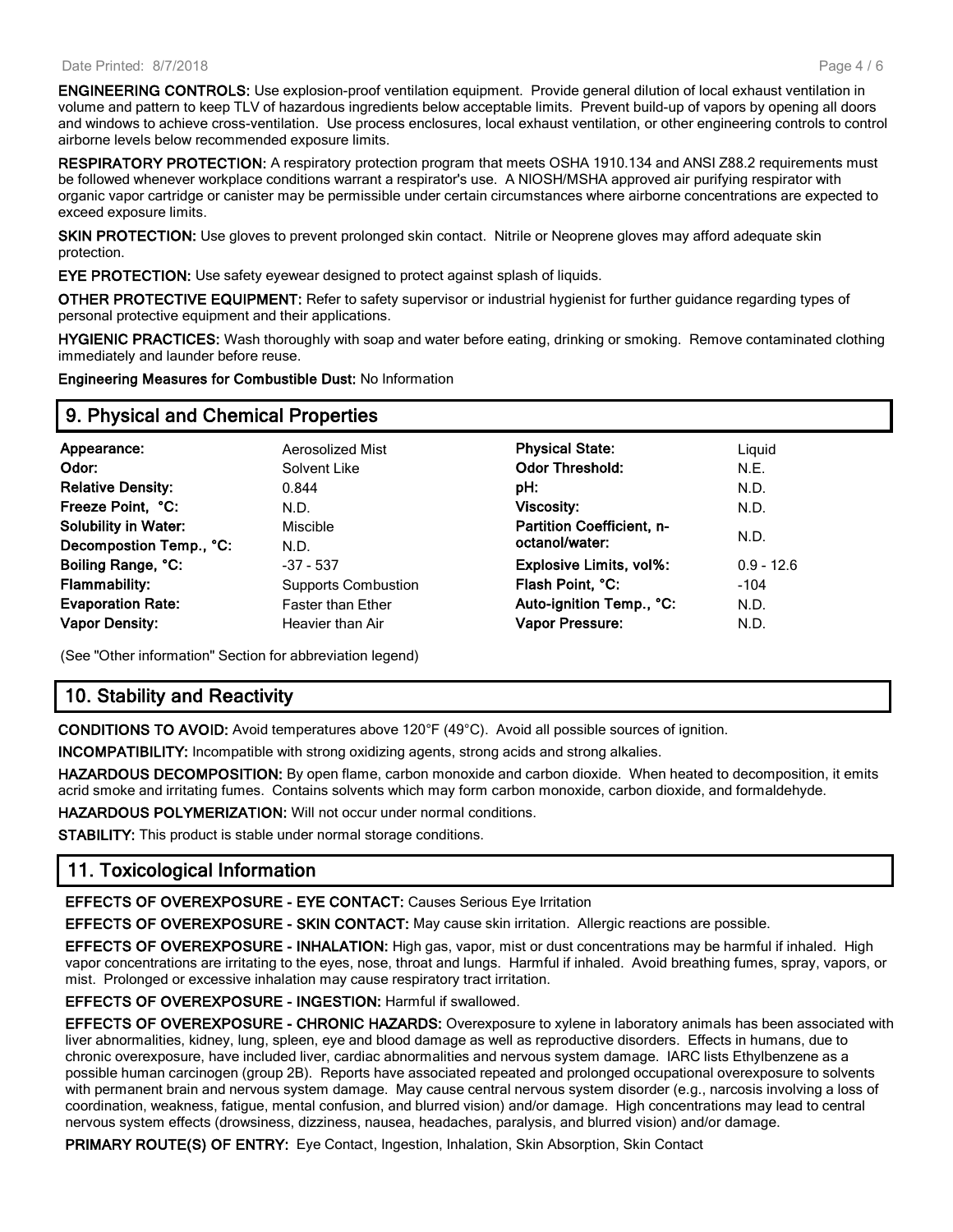**ENGINEERING CONTROLS:** Use explosion-proof ventilation equipment. Provide general dilution of local exhaust ventilation in volume and pattern to keep TLV of hazardous ingredients below acceptable limits. Prevent build-up of vapors by opening all doors and windows to achieve cross-ventilation. Use process enclosures, local exhaust ventilation, or other engineering controls to control airborne levels below recommended exposure limits.

**RESPIRATORY PROTECTION:** A respiratory protection program that meets OSHA 1910.134 and ANSI Z88.2 requirements must be followed whenever workplace conditions warrant a respirator's use. A NIOSH/MSHA approved air purifying respirator with organic vapor cartridge or canister may be permissible under certain circumstances where airborne concentrations are expected to exceed exposure limits.

**SKIN PROTECTION:** Use gloves to prevent prolonged skin contact. Nitrile or Neoprene gloves may afford adequate skin protection.

**EYE PROTECTION:** Use safety eyewear designed to protect against splash of liquids.

**OTHER PROTECTIVE EQUIPMENT:** Refer to safety supervisor or industrial hygienist for further guidance regarding types of personal protective equipment and their applications.

**HYGIENIC PRACTICES:** Wash thoroughly with soap and water before eating, drinking or smoking. Remove contaminated clothing immediately and launder before reuse.

**Engineering Measures for Combustible Dust:** No Information

## 9. Physical and Chemical Properties

| | | | |
|---|---|---|---|
| **Appearance:** | Aerosolized Mist | **Physical State:** | Liquid |
| **Odor:** | Solvent Like | **Odor Threshold:** | N.E. |
| **Relative Density:** | 0.844 | **pH:** | N.D. |
| **Freeze Point, °C:** | N.D. | **Viscosity:** | N.D. |
| **Solubility in Water:** | Miscible | **Partition Coefficient, n-octanol/water:** | N.D. |
| **Decompostion Temp., °C:** | N.D. | | |
| **Boiling Range, °C:** | -37 - 537 | **Explosive Limits, vol%:** | 0.9 - 12.6 |
| **Flammability:** | Supports Combustion | **Flash Point, °C:** | -104 |
| **Evaporation Rate:** | Faster than Ether | **Auto-ignition Temp., °C:** | N.D. |
| **Vapor Density:** | Heavier than Air | **Vapor Pressure:** | N.D. |

(See "Other information" Section for abbreviation legend)

## 10. Stability and Reactivity

**CONDITIONS TO AVOID:** Avoid temperatures above 120°F (49°C). Avoid all possible sources of ignition.

**INCOMPATIBILITY:** Incompatible with strong oxidizing agents, strong acids and strong alkalies.

**HAZARDOUS DECOMPOSITION:** By open flame, carbon monoxide and carbon dioxide. When heated to decomposition, it emits acrid smoke and irritating fumes. Contains solvents which may form carbon monoxide, carbon dioxide, and formaldehyde.

**HAZARDOUS POLYMERIZATION:** Will not occur under normal conditions.

**STABILITY:** This product is stable under normal storage conditions.

## 11. Toxicological Information

**EFFECTS OF OVEREXPOSURE - EYE CONTACT:** Causes Serious Eye Irritation

**EFFECTS OF OVEREXPOSURE - SKIN CONTACT:** May cause skin irritation. Allergic reactions are possible.

**EFFECTS OF OVEREXPOSURE - INHALATION:** High gas, vapor, mist or dust concentrations may be harmful if inhaled. High vapor concentrations are irritating to the eyes, nose, throat and lungs. Harmful if inhaled. Avoid breathing fumes, spray, vapors, or mist. Prolonged or excessive inhalation may cause respiratory tract irritation.

**EFFECTS OF OVEREXPOSURE - INGESTION:** Harmful if swallowed.

**EFFECTS OF OVEREXPOSURE - CHRONIC HAZARDS:** Overexposure to xylene in laboratory animals has been associated with liver abnormalities, kidney, lung, spleen, eye and blood damage as well as reproductive disorders. Effects in humans, due to chronic overexposure, have included liver, cardiac abnormalities and nervous system damage. IARC lists Ethylbenzene as a possible human carcinogen (group 2B). Reports have associated repeated and prolonged occupational overexposure to solvents with permanent brain and nervous system damage. May cause central nervous system disorder (e.g., narcosis involving a loss of coordination, weakness, fatigue, mental confusion, and blurred vision) and/or damage. High concentrations may lead to central nervous system effects (drowsiness, dizziness, nausea, headaches, paralysis, and blurred vision) and/or damage.

**PRIMARY ROUTE(S) OF ENTRY:** Eye Contact, Ingestion, Inhalation, Skin Absorption, Skin Contact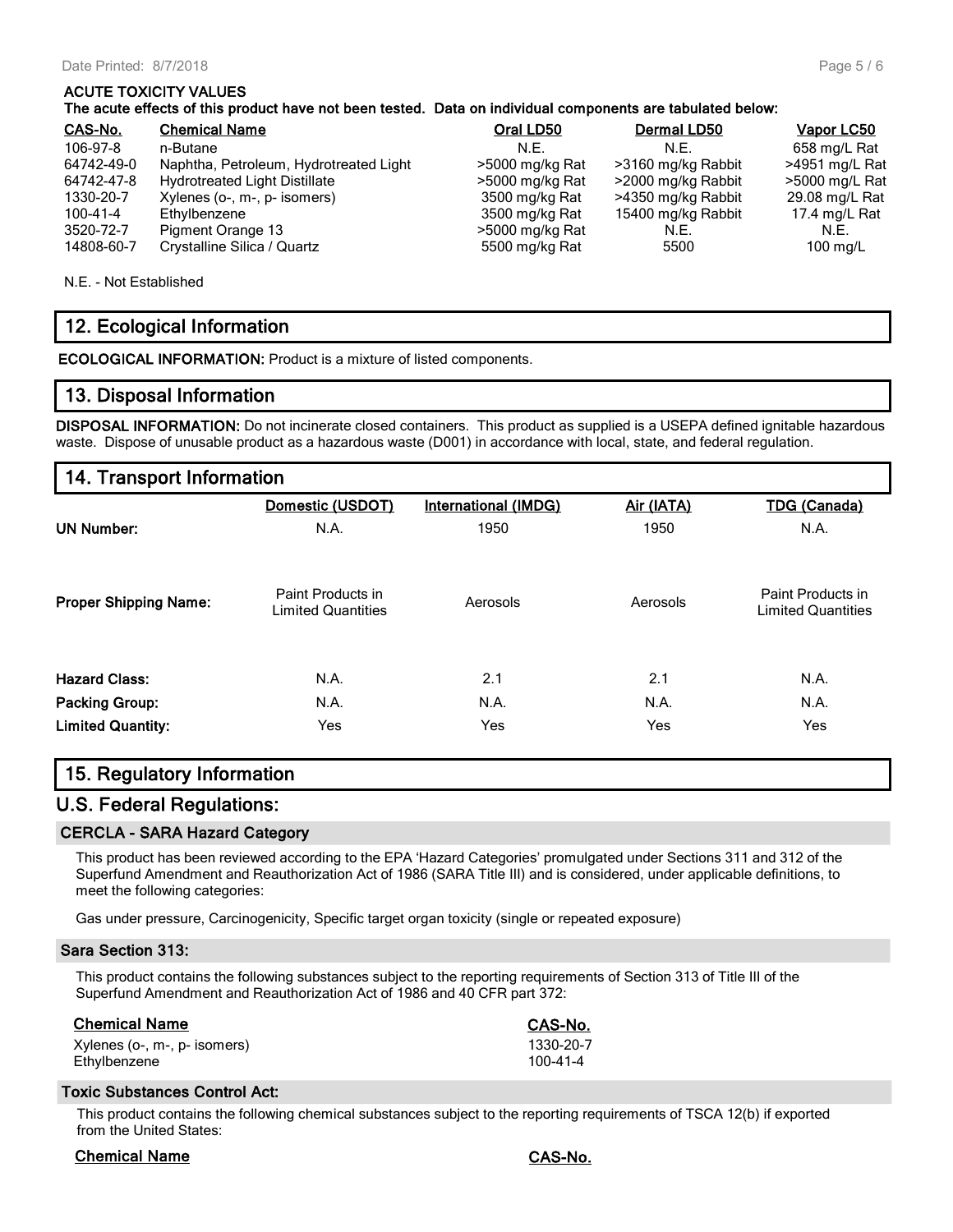**ACUTE TOXICITY VALUES**

**The acute effects of this product have not been tested. Data on individual components are tabulated below:**

| CAS-No. | Chemical Name | Oral LD50 | Dermal LD50 | Vapor LC50 |
|---|---|---|---|---|
| 106-97-8 | n-Butane | N.E. | N.E. | 658 mg/L Rat |
| 64742-49-0 | Naphtha, Petroleum, Hydrotreated Light | >5000 mg/kg Rat | >3160 mg/kg Rabbit | >4951 mg/L Rat |
| 64742-47-8 | Hydrotreated Light Distillate | >5000 mg/kg Rat | >2000 mg/kg Rabbit | >5000 mg/L Rat |
| 1330-20-7 | Xylenes (o-, m-, p- isomers) | 3500 mg/kg Rat | >4350 mg/kg Rabbit | 29.08 mg/L Rat |
| 100-41-4 | Ethylbenzene | 3500 mg/kg Rat | 15400 mg/kg Rabbit | 17.4 mg/L Rat |
| 3520-72-7 | Pigment Orange 13 | >5000 mg/kg Rat | N.E. | N.E. |
| 14808-60-7 | Crystalline Silica / Quartz | 5500 mg/kg Rat | 5500 | 100 mg/L |

N.E. - Not Established

## 12. Ecological Information

**ECOLOGICAL INFORMATION:** Product is a mixture of listed components.

## 13. Disposal Information

**DISPOSAL INFORMATION:** Do not incinerate closed containers. This product as supplied is a USEPA defined ignitable hazardous waste. Dispose of unusable product as a hazardous waste (D001) in accordance with local, state, and federal regulation.

## 14. Transport Information

| | Domestic (USDOT) | International (IMDG) | Air (IATA) | TDG (Canada) |
|---|---|---|---|---|
| **UN Number:** | N.A. | 1950 | 1950 | N.A. |
| **Proper Shipping Name:** | Paint Products in Limited Quantities | Aerosols | Aerosols | Paint Products in Limited Quantities |
| **Hazard Class:** | N.A. | 2.1 | 2.1 | N.A. |
| **Packing Group:** | N.A. | N.A. | N.A. | N.A. |
| **Limited Quantity:** | Yes | Yes | Yes | Yes |

## 15. Regulatory Information

## U.S. Federal Regulations:

### CERCLA - SARA Hazard Category

This product has been reviewed according to the EPA 'Hazard Categories' promulgated under Sections 311 and 312 of the Superfund Amendment and Reauthorization Act of 1986 (SARA Title III) and is considered, under applicable definitions, to meet the following categories:

Gas under pressure, Carcinogenicity, Specific target organ toxicity (single or repeated exposure)

### Sara Section 313:

This product contains the following substances subject to the reporting requirements of Section 313 of Title III of the Superfund Amendment and Reauthorization Act of 1986 and 40 CFR part 372:

| Chemical Name | CAS-No. |
|---|---|
| Xylenes (o-, m-, p- isomers) | 1330-20-7 |
| Ethylbenzene | 100-41-4 |

### Toxic Substances Control Act:

This product contains the following chemical substances subject to the reporting requirements of TSCA 12(b) if exported from the United States:

| Chemical Name | CAS-No. |
|---|---|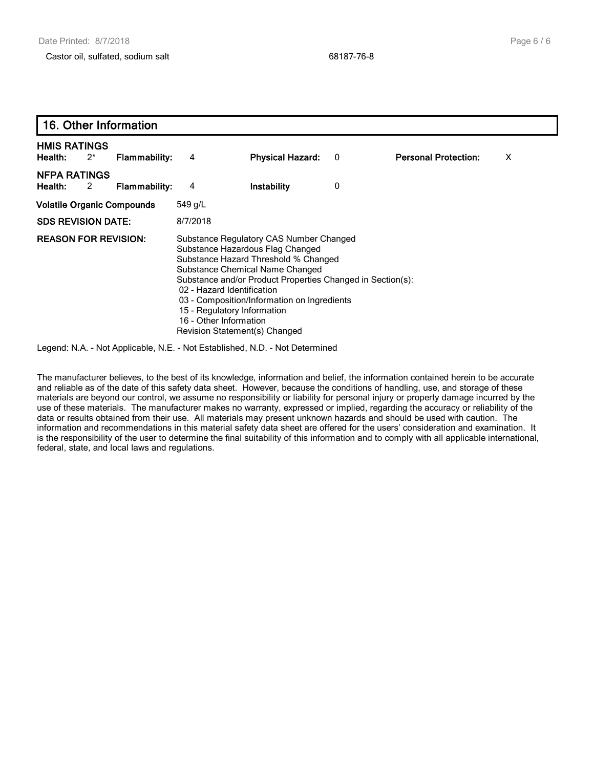Castor oil, sulfated, sodium salt 68187-76-8

## 16. Other Information

**HMIS RATINGS**

| **Health:** | 2* | **Flammability:** | 4 | **Physical Hazard:** | 0 | **Personal Protection:** | X |
|---|---|---|---|---|---|---|---|

**NFPA RATINGS**

| **Health:** | 2 | **Flammability:** | 4 | **Instability** | 0 |
|---|---|---|---|---|---|

**Volatile Organic Compounds** 549 g/L

**SDS REVISION DATE:** 8/7/2018

**REASON FOR REVISION:**
Substance Regulatory CAS Number Changed
Substance Hazardous Flag Changed
Substance Hazard Threshold % Changed
Substance Chemical Name Changed
Substance and/or Product Properties Changed in Section(s):
 02 - Hazard Identification
 03 - Composition/Information on Ingredients
 15 - Regulatory Information
 16 - Other Information
Revision Statement(s) Changed

Legend: N.A. - Not Applicable, N.E. - Not Established, N.D. - Not Determined

The manufacturer believes, to the best of its knowledge, information and belief, the information contained herein to be accurate and reliable as of the date of this safety data sheet. However, because the conditions of handling, use, and storage of these materials are beyond our control, we assume no responsibility or liability for personal injury or property damage incurred by the use of these materials. The manufacturer makes no warranty, expressed or implied, regarding the accuracy or reliability of the data or results obtained from their use. All materials may present unknown hazards and should be used with caution. The information and recommendations in this material safety data sheet are offered for the users' consideration and examination. It is the responsibility of the user to determine the final suitability of this information and to comply with all applicable international, federal, state, and local laws and regulations.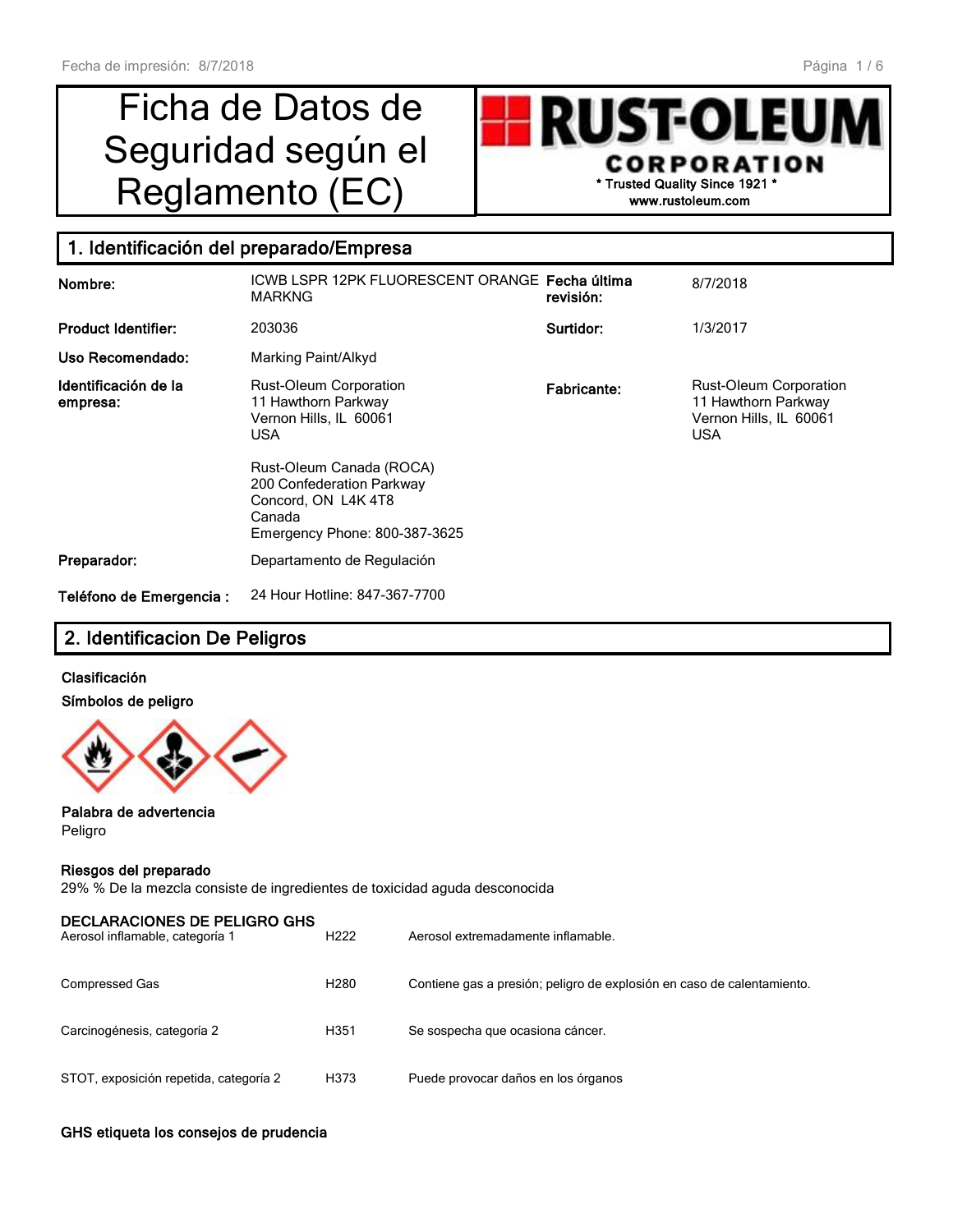# Ficha de Datos de Seguridad según el Reglamento (EC)

RUST-OLEUM CORPORATION
* Trusted Quality Since 1921 *
www.rustoleum.com

## 1. Identificación del preparado/Empresa

| | | | |
|---|---|---|---|
| **Nombre:** | ICWB LSPR 12PK FLUORESCENT ORANGE MARKNG | **Fecha última revisión:** | 8/7/2018 |
| **Product Identifier:** | 203036 | **Surtidor:** | 1/3/2017 |
| **Uso Recomendado:** | Marking Paint/Alkyd | | |
| **Identificación de la empresa:** | Rust-Oleum Corporation<br>11 Hawthorn Parkway<br>Vernon Hills, IL 60061<br>USA<br><br>Rust-Oleum Canada (ROCA)<br>200 Confederation Parkway<br>Concord, ON L4K 4T8<br>Canada<br>Emergency Phone: 800-387-3625 | **Fabricante:** | Rust-Oleum Corporation<br>11 Hawthorn Parkway<br>Vernon Hills, IL 60061<br>USA |
| **Preparador:** | Departamento de Regulación | | |
| **Teléfono de Emergencia :** | 24 Hour Hotline: 847-367-7700 | | |

## 2. Identificacion De Peligros

**Clasificación**

**Símbolos de peligro**

**Palabra de advertencia**
Peligro

**Riesgos del preparado**
29% % De la mezcla consiste de ingredientes de toxicidad aguda desconocida

**DECLARACIONES DE PELIGRO GHS**

| | | |
|---|---|---|
| Aerosol inflamable, categoría 1 | H222 | Aerosol extremadamente inflamable. |
| Compressed Gas | H280 | Contiene gas a presión; peligro de explosión en caso de calentamiento. |
| Carcinogénesis, categoría 2 | H351 | Se sospecha que ocasiona cáncer. |
| STOT, exposición repetida, categoría 2 | H373 | Puede provocar daños en los órganos |

**GHS etiqueta los consejos de prudencia**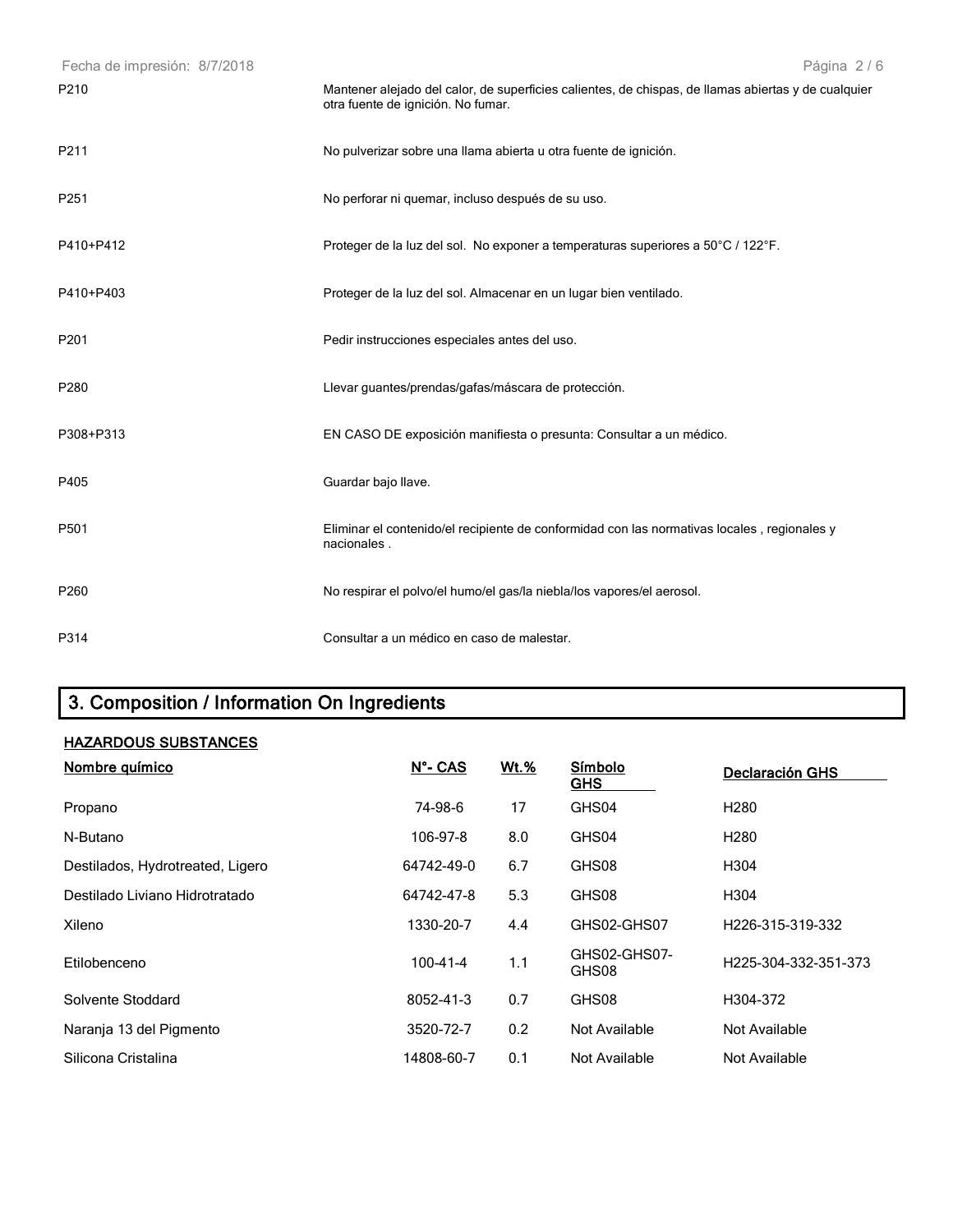| | |
|---|---|
| P210 | Mantener alejado del calor, de superficies calientes, de chispas, de llamas abiertas y de cualquier otra fuente de ignición. No fumar. |
| P211 | No pulverizar sobre una llama abierta u otra fuente de ignición. |
| P251 | No perforar ni quemar, incluso después de su uso. |
| P410+P412 | Proteger de la luz del sol. No exponer a temperaturas superiores a 50°C / 122°F. |
| P410+P403 | Proteger de la luz del sol. Almacenar en un lugar bien ventilado. |
| P201 | Pedir instrucciones especiales antes del uso. |
| P280 | Llevar guantes/prendas/gafas/máscara de protección. |
| P308+P313 | EN CASO DE exposición manifiesta o presunta: Consultar a un médico. |
| P405 | Guardar bajo llave. |
| P501 | Eliminar el contenido/el recipiente de conformidad con las normativas locales , regionales y nacionales . |
| P260 | No respirar el polvo/el humo/el gas/la niebla/los vapores/el aerosol. |
| P314 | Consultar a un médico en caso de malestar. |

## 3. Composition / Information On Ingredients

**HAZARDOUS SUBSTANCES**

| Nombre químico | N°- CAS | Wt.% | Símbolo GHS | Declaración GHS |
|---|---|---|---|---|
| Propano | 74-98-6 | 17 | GHS04 | H280 |
| N-Butano | 106-97-8 | 8.0 | GHS04 | H280 |
| Destilados, Hydrotreated, Ligero | 64742-49-0 | 6.7 | GHS08 | H304 |
| Destilado Liviano Hidrotratado | 64742-47-8 | 5.3 | GHS08 | H304 |
| Xileno | 1330-20-7 | 4.4 | GHS02-GHS07 | H226-315-319-332 |
| Etilobenceno | 100-41-4 | 1.1 | GHS02-GHS07-GHS08 | H225-304-332-351-373 |
| Solvente Stoddard | 8052-41-3 | 0.7 | GHS08 | H304-372 |
| Naranja 13 del Pigmento | 3520-72-7 | 0.2 | Not Available | Not Available |
| Silicona Cristalina | 14808-60-7 | 0.1 | Not Available | Not Available |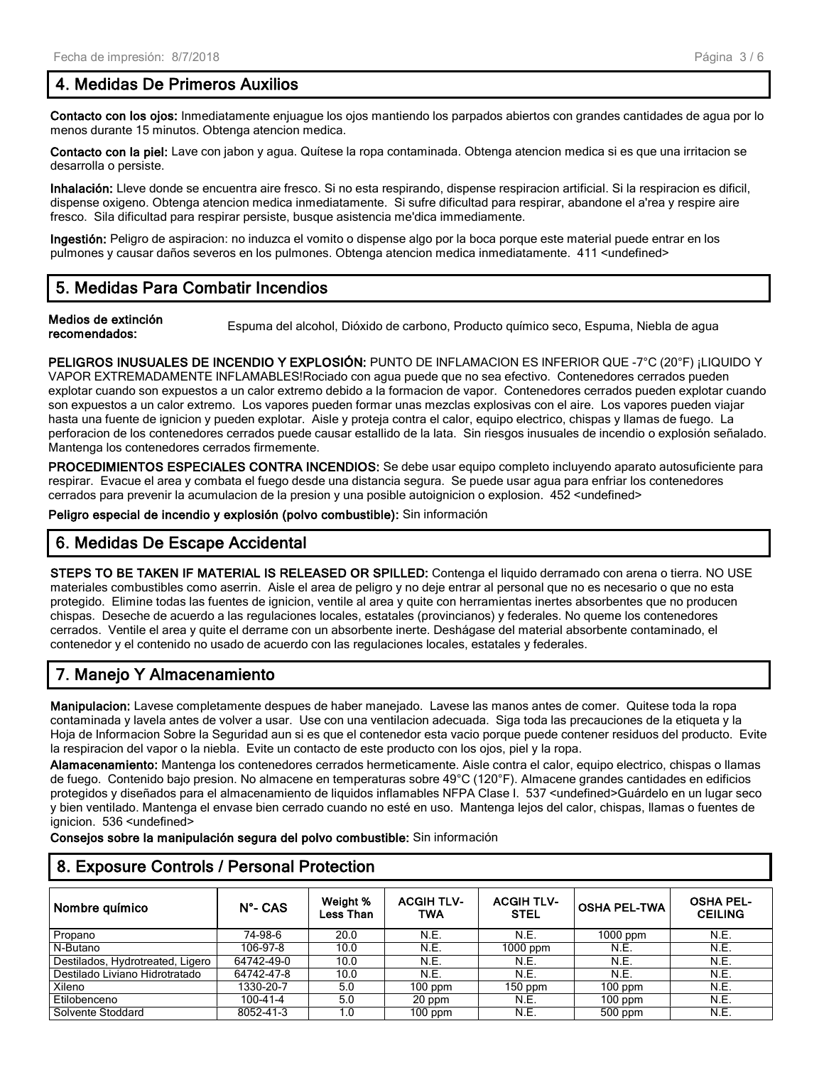## 4. Medidas De Primeros Auxilios

**Contacto con los ojos:** Inmediatamente enjuague los ojos manteniendo los parpados abiertos con grandes cantidades de agua por lo menos durante 15 minutos. Obtenga atencion medica.

**Contacto con la piel:** Lave con jabon y agua. Quítese la ropa contaminada. Obtenga atencion medica si es que una irritacion se desarrolla o persiste.

**Inhalación:** Lleve donde se encuentra aire fresco. Si no esta respirando, dispense respiracion artificial. Si la respiracion es dificil, dispense oxigeno. Obtenga atencion medica inmediatamente. Si sufre dificultad para respirar, abandone el a'rea y respire aire fresco. Sila dificultad para respirar persiste, busque asistencia me'dica immediamente.

**Ingestión:** Peligro de aspiracion: no induzca el vomito o dispense algo por la boca porque este material puede entrar en los pulmones y causar daños severos en los pulmones. Obtenga atencion medica inmediatamente. 411 <undefined>

## 5. Medidas Para Combatir Incendios

**Medios de extinción recomendados:** Espuma del alcohol, Dióxido de carbono, Producto químico seco, Espuma, Niebla de agua

**PELIGROS INUSUALES DE INCENDIO Y EXPLOSIÓN:** PUNTO DE INFLAMACION ES INFERIOR QUE -7°C (20°F) ¡LIQUIDO Y VAPOR EXTREMADAMENTE INFLAMABLES!Rociado con agua puede que no sea efectivo. Contenedores cerrados pueden explotar cuando son expuestos a un calor extremo debido a la formacion de vapor. Contenedores cerrados pueden explotar cuando son expuestos a un calor extremo. Los vapores pueden formar unas mezclas explosivas con el aire. Los vapores pueden viajar hasta una fuente de ignicion y pueden explotar. Aisle y proteja contra el calor, equipo electrico, chispas y llamas de fuego. La perforacion de los contenedores cerrados puede causar estallido de la lata. Sin riesgos inusuales de incendio o explosión señalado. Mantenga los contenedores cerrados firmemente.

**PROCEDIMIENTOS ESPECIALES CONTRA INCENDIOS:** Se debe usar equipo completo incluyendo aparato autosuficiente para respirar. Evacue el area y combata el fuego desde una distancia segura. Se puede usar agua para enfriar los contenedores cerrados para prevenir la acumulacion de la presion y una posible autoignicion o explosion. 452 <undefined>

**Peligro especial de incendio y explosión (polvo combustible):** Sin información

## 6. Medidas De Escape Accidental

**STEPS TO BE TAKEN IF MATERIAL IS RELEASED OR SPILLED:** Contenga el liquido derramado con arena o tierra. NO USE materiales combustibles como aserrin. Aisle el area de peligro y no deje entrar al personal que no es necesario o que no esta protegido. Elimine todas las fuentes de ignicion, ventile al area y quite con herramientas inertes absorbentes que no producen chispas. Deseche de acuerdo a las regulaciones locales, estatales (provincianos) y federales. No queme los contenedores cerrados. Ventile el area y quite el derrame con un absorbente inerte. Deshágase del material absorbente contaminado, el contenedor y el contenido no usado de acuerdo con las regulaciones locales, estatales y federales.

## 7. Manejo Y Almacenamiento

**Manipulacion:** Lavese completamente despues de haber manejado. Lavese las manos antes de comer. Quitese toda la ropa contaminada y lavela antes de volver a usar. Use con una ventilacion adecuada. Siga toda las precauciones de la etiqueta y la Hoja de Informacion Sobre la Seguridad aun si es que el contenedor esta vacio porque puede contener residuos del producto. Evite la respiracion del vapor o la niebla. Evite un contacto de este producto con los ojos, piel y la ropa.

**Alamacenamiento:** Mantenga los contenedores cerrados hermeticamente. Aisle contra el calor, equipo electrico, chispas o llamas de fuego. Contenido bajo presion. No almacene en temperaturas sobre 49°C (120°F). Almacene grandes cantidades en edificios protegidos y diseñados para el almacenamiento de liquidos inflamables NFPA Clase I. 537 <undefined>Guárdelo en un lugar seco y bien ventilado. Mantenga el envase bien cerrado cuando no esté en uso. Mantenga lejos del calor, chispas, llamas o fuentes de ignicion. 536 <undefined>

**Consejos sobre la manipulación segura del polvo combustible:** Sin información

## 8. Exposure Controls / Personal Protection

| Nombre químico | N°- CAS | Weight % Less Than | ACGIH TLV-TWA | ACGIH TLV-STEL | OSHA PEL-TWA | OSHA PEL-CEILING |
|---|---|---|---|---|---|---|
| Propano | 74-98-6 | 20.0 | N.E. | N.E. | 1000 ppm | N.E. |
| N-Butano | 106-97-8 | 10.0 | N.E. | 1000 ppm | N.E. | N.E. |
| Destilados, Hydrotreated, Ligero | 64742-49-0 | 10.0 | N.E. | N.E. | N.E. | N.E. |
| Destilado Liviano Hidrotratado | 64742-47-8 | 10.0 | N.E. | N.E. | N.E. | N.E. |
| Xileno | 1330-20-7 | 5.0 | 100 ppm | 150 ppm | 100 ppm | N.E. |
| Etilobenceno | 100-41-4 | 5.0 | 20 ppm | N.E. | 100 ppm | N.E. |
| Solvente Stoddard | 8052-41-3 | 1.0 | 100 ppm | N.E. | 500 ppm | N.E. |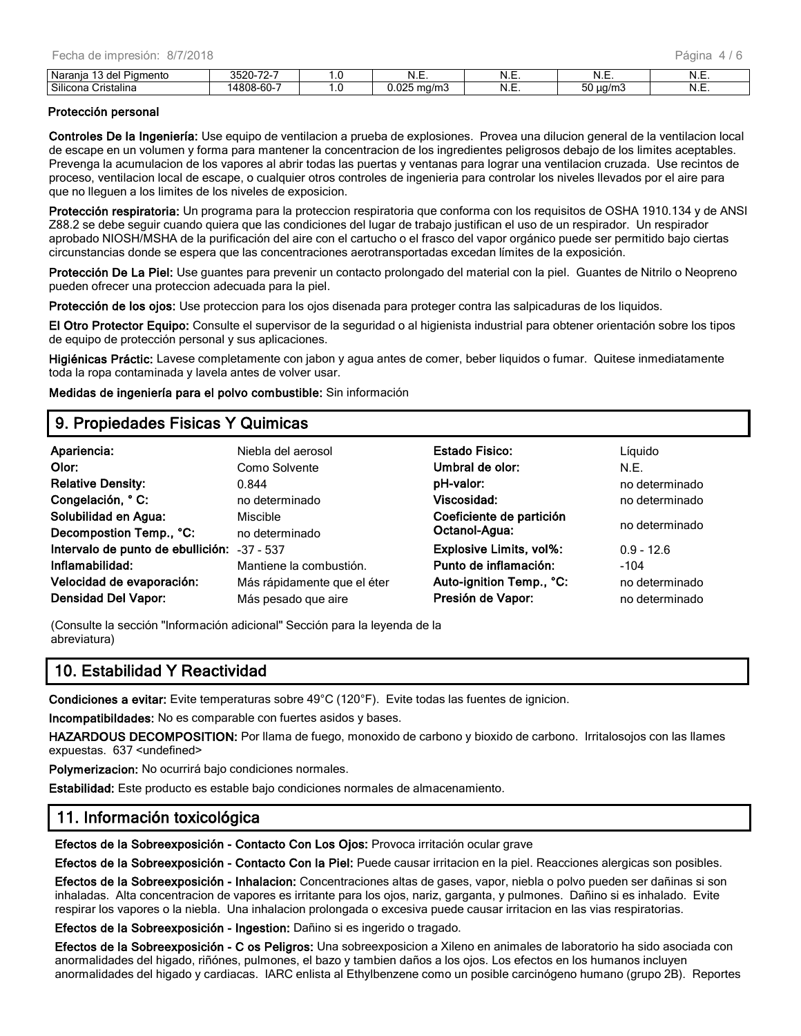| Naranja 13 del Pigmento | 3520-72-7 | 1.0 | N.E. | N.E. | N.E. | N.E. |
|---|---|---|---|---|---|---|
| Silicona Cristalina | 14808-60-7 | 1.0 | 0.025 mg/m3 | N.E. | 50 µg/m3 | N.E. |

**Protección personal**

**Controles De la Ingeniería:** Use equipo de ventilacion a prueba de explosiones. Provea una dilucion general de la ventilacion local de escape en un volumen y forma para mantener la concentracion de los ingredientes peligrosos debajo de los limites aceptables. Prevenga la acumulacion de los vapores al abrir todas las puertas y ventanas para lograr una ventilacion cruzada. Use recintos de proceso, ventilacion local de escape, o cualquier otros controles de ingenieria para controlar los niveles llevados por el aire para que no lleguen a los limites de los niveles de exposicion.

**Protección respiratoria:** Un programa para la proteccion respiratoria que conforma con los requisitos de OSHA 1910.134 y de ANSI Z88.2 se debe seguir cuando quiera que las condiciones del lugar de trabajo justifican el uso de un respirador. Un respirador aprobado NIOSH/MSHA de la purificación del aire con el cartucho o el frasco del vapor orgánico puede ser permitido bajo ciertas circunstancias donde se espera que las concentraciones aerotransportadas excedan límites de la exposición.

**Protección De La Piel:** Use guantes para prevenir un contacto prolongado del material con la piel. Guantes de Nitrilo o Neopreno pueden ofrecer una proteccion adecuada para la piel.

**Protección de los ojos:** Use proteccion para los ojos disenada para proteger contra las salpicaduras de los liquidos.

**El Otro Protector Equipo:** Consulte el supervisor de la seguridad o al higienista industrial para obtener orientación sobre los tipos de equipo de protección personal y sus aplicaciones.

**Higiénicas Práctic:** Lavese completamente con jabon y agua antes de comer, beber liquidos o fumar. Quitese inmediatamente toda la ropa contaminada y lavela antes de volver usar.

**Medidas de ingeniería para el polvo combustible:** Sin información

## 9. Propiedades Fisicas Y Quimicas

| | | | |
|---|---|---|---|
| **Apariencia:** | Niebla del aerosol | **Estado Fisico:** | Líquido |
| **Olor:** | Como Solvente | **Umbral de olor:** | N.E. |
| **Relative Density:** | 0.844 | **pH-valor:** | no determinado |
| **Congelación, ° C:** | no determinado | **Viscosidad:** | no determinado |
| **Solubilidad en Agua:** | Miscible | **Coeficiente de partición Octanol-Agua:** | no determinado |
| **Decompostion Temp., °C:** | no determinado | | |
| **Intervalo de punto de ebullición:** | -37 - 537 | **Explosive Limits, vol%:** | 0.9 - 12.6 |
| **Inflamabilidad:** | Mantiene la combustión. | **Punto de inflamación:** | -104 |
| **Velocidad de evaporación:** | Más rápidamente que el éter | **Auto-ignition Temp., °C:** | no determinado |
| **Densidad Del Vapor:** | Más pesado que aire | **Presión de Vapor:** | no determinado |

(Consulte la sección "Información adicional" Sección para la leyenda de la abreviatura)

## 10. Estabilidad Y Reactividad

**Condiciones a evitar:** Evite temperaturas sobre 49°C (120°F). Evite todas las fuentes de ignicion.

**Incompatibildades:** No es comparable con fuertes asidos y bases.

**HAZARDOUS DECOMPOSITION:** Por llama de fuego, monoxido de carbono y bioxido de carbono. Irritalosojos con las llames expuestas. 637 <undefined>

**Polymerizacion:** No ocurrirá bajo condiciones normales.

**Estabilidad:** Este producto es estable bajo condiciones normales de almacenamiento.

## 11. Información toxicológica

**Efectos de la Sobreexposición - Contacto Con Los Ojos:** Provoca irritación ocular grave

**Efectos de la Sobreexposición - Contacto Con la Piel:** Puede causar irritacion en la piel. Reacciones alergicas son posibles.

**Efectos de la Sobreexposición - Inhalacion:** Concentraciones altas de gases, vapor, niebla o polvo pueden ser dañinas si son inhaladas. Alta concentracion de vapores es irritante para los ojos, nariz, garganta, y pulmones. Dañino si es inhalado. Evite respirar los vapores o la niebla. Una inhalacion prolongada o excesiva puede causar irritacion en las vias respiratorias.

**Efectos de la Sobreexposición - Ingestion:** Dañino si es ingerido o tragado.

**Efectos de la Sobreexposición - C os Peligros:** Una sobreexposicion a Xileno en animales de laboratorio ha sido asociada con anormalidades del higado, riñónes, pulmones, el bazo y tambien daños a los ojos. Los efectos en los humanos incluyen anormalidades del higado y cardiacas. IARC enlista al Ethylbenzene como un posible carcinógeno humano (grupo 2B). Reportes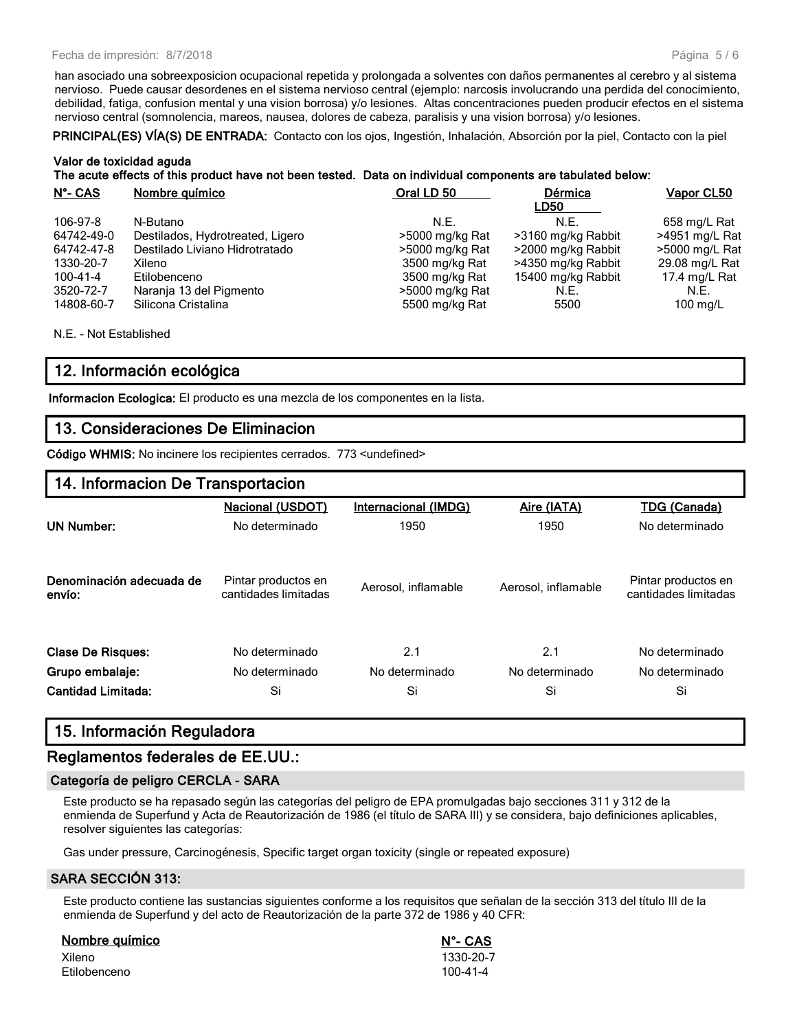han asociado una sobreexposicion ocupacional repetida y prolongada a solventes con daños permanentes al cerebro y al sistema nervioso. Puede causar desordenes en el sistema nervioso central (ejemplo: narcosis involucrando una perdida del conocimiento, debilidad, fatiga, confusion mental y una vision borrosa) y/o lesiones. Altas concentraciones pueden producir efectos en el sistema nervioso central (somnolencia, mareos, nausea, dolores de cabeza, paralisis y una vision borrosa) y/o lesiones.

**PRINCIPAL(ES) VÍA(S) DE ENTRADA:** Contacto con los ojos, Ingestión, Inhalación, Absorción por la piel, Contacto con la piel

**Valor de toxicidad aguda**
**The acute effects of this product have not been tested. Data on individual components are tabulated below:**

| N°- CAS | Nombre químico | Oral LD 50 | Dérmica LD50 | Vapor CL50 |
|---|---|---|---|---|
| 106-97-8 | N-Butano | N.E. | N.E. | 658 mg/L Rat |
| 64742-49-0 | Destilados, Hydrotreated, Ligero | >5000 mg/kg Rat | >3160 mg/kg Rabbit | >4951 mg/L Rat |
| 64742-47-8 | Destilado Liviano Hidrotratado | >5000 mg/kg Rat | >2000 mg/kg Rabbit | >5000 mg/L Rat |
| 1330-20-7 | Xileno | 3500 mg/kg Rat | >4350 mg/kg Rabbit | 29.08 mg/L Rat |
| 100-41-4 | Etilobenceno | 3500 mg/kg Rat | 15400 mg/kg Rabbit | 17.4 mg/L Rat |
| 3520-72-7 | Naranja 13 del Pigmento | >5000 mg/kg Rat | N.E. | N.E. |
| 14808-60-7 | Silicona Cristalina | 5500 mg/kg Rat | 5500 | 100 mg/L |

N.E. - Not Established

## 12. Información ecológica

**Informacion Ecologica:** El producto es una mezcla de los componentes en la lista.

## 13. Consideraciones De Eliminacion

**Código WHMIS:** No incinere los recipientes cerrados. 773 <undefined>

## 14. Informacion De Transportacion

| | Nacional (USDOT) | Internacional (IMDG) | Aire (IATA) | TDG (Canada) |
|---|---|---|---|---|
| **UN Number:** | No determinado | 1950 | 1950 | No determinado |
| **Denominación adecuada de envío:** | Pintar productos en cantidades limitadas | Aerosol, inflamable | Aerosol, inflamable | Pintar productos en cantidades limitadas |
| **Clase De Risques:** | No determinado | 2.1 | 2.1 | No determinado |
| **Grupo embalaje:** | No determinado | No determinado | No determinado | No determinado |
| **Cantidad Limitada:** | Si | Si | Si | Si |

## 15. Información Reguladora

## Reglamentos federales de EE.UU.:

### Categoría de peligro CERCLA - SARA

Este producto se ha repasado según las categorías del peligro de EPA promulgadas bajo secciones 311 y 312 de la enmienda de Superfund y Acta de Reautorización de 1986 (el título de SARA III) y se considera, bajo definiciones aplicables, resolver siguientes las categorías:

Gas under pressure, Carcinogénesis, Specific target organ toxicity (single or repeated exposure)

### SARA SECCIÓN 313:

Este producto contiene las sustancias siguientes conforme a los requisitos que señalan de la sección 313 del título III de la enmienda de Superfund y del acto de Reautorización de la parte 372 de 1986 y 40 CFR:

| Nombre químico | N°- CAS |
|---|---|
| Xileno | 1330-20-7 |
| Etilobenceno | 100-41-4 |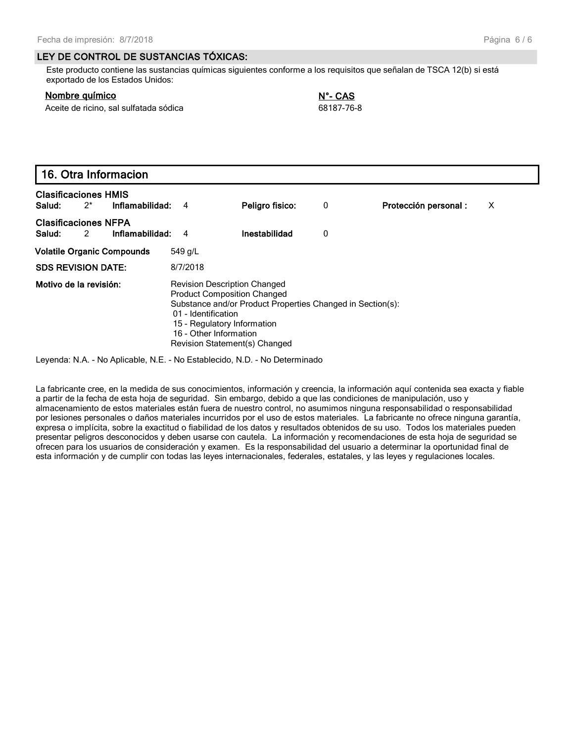## LEY DE CONTROL DE SUSTANCIAS TÓXICAS:

Este producto contiene las sustancias químicas siguientes conforme a los requisitos que señalan de TSCA 12(b) si está exportado de los Estados Unidos:

| Nombre químico | N°- CAS |
| --- | --- |
| Aceite de ricino, sal sulfatada sódica | 68187-76-8 |

## 16. Otra Informacion

**Clasificaciones HMIS**

| | | | | | | | |
| --- | --- | --- | --- | --- | --- | --- | --- |
| **Salud:** | 2* | **Inflamabilidad:** | 4 | **Peligro fisico:** | 0 | **Protección personal :** | X |

**Clasificaciones NFPA**

| | | | | | |
| --- | --- | --- | --- | --- | --- |
| **Salud:** | 2 | **Inflamabilidad:** | 4 | **Inestabilidad** | 0 |

**Volatile Organic Compounds** 549 g/L

**SDS REVISION DATE:** 8/7/2018

**Motivo de la revisión:**

Revision Description Changed
Product Composition Changed
Substance and/or Product Properties Changed in Section(s):
01 - Identification
15 - Regulatory Information
16 - Other Information
Revision Statement(s) Changed

Leyenda: N.A. - No Aplicable, N.E. - No Establecido, N.D. - No Determinado

La fabricante cree, en la medida de sus conocimientos, información y creencia, la información aquí contenida sea exacta y fiable a partir de la fecha de esta hoja de seguridad. Sin embargo, debido a que las condiciones de manipulación, uso y almacenamiento de estos materiales están fuera de nuestro control, no asumimos ninguna responsabilidad o responsabilidad por lesiones personales o daños materiales incurridos por el uso de estos materiales. La fabricante no ofrece ninguna garantía, expresa o implícita, sobre la exactitud o fiabilidad de los datos y resultados obtenidos de su uso. Todos los materiales pueden presentar peligros desconocidos y deben usarse con cautela. La información y recomendaciones de esta hoja de seguridad se ofrecen para los usuarios de consideración y examen. Es la responsabilidad del usuario a determinar la oportunidad final de esta información y de cumplir con todas las leyes internacionales, federales, estatales, y las leyes y regulaciones locales.